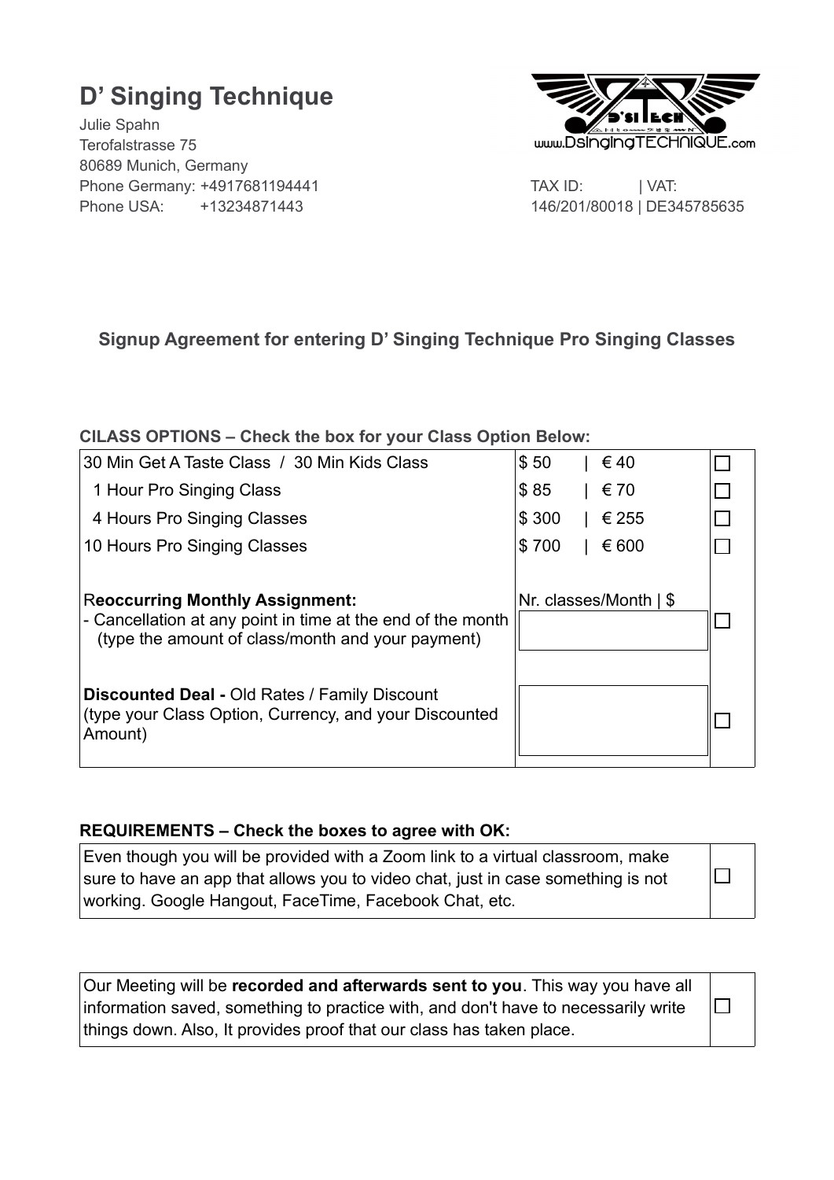# D' Singing Technique

Julie Spahn
Terofalstrasse 75
80689 Munich, Germany
Phone Germany: +4917681194441
Phone USA: +13234871443

www.DsingingTECHNIQUE.com

TAX ID: | VAT:
146/201/80018 | DE345785635

## Signup Agreement for entering D' Singing Technique Pro Singing Classes

**CILASS OPTIONS – Check the box for your Class Option Below:**

| | | |
|---|---|---|
| 30 Min Get A Taste Class / 30 Min Kids Class | $ 50 \| € 40 | ☐ |
| 1 Hour Pro Singing Class | $ 85 \| € 70 | ☐ |
| 4 Hours Pro Singing Classes | $ 300 \| € 255 | ☐ |
| 10 Hours Pro Singing Classes | $ 700 \| € 600 | ☐ |
| R**eoccurring Monthly Assignment:**<br>- Cancellation at any point in time at the end of the month (type the amount of class/month and your payment) | Nr. classes/Month \| $ | ☐ |
| **Discounted Deal -** Old Rates / Family Discount (type your Class Option, Currency, and your Discounted Amount) | | ☐ |

**REQUIREMENTS – Check the boxes to agree with OK:**

| | |
|---|---|
| Even though you will be provided with a Zoom link to a virtual classroom, make sure to have an app that allows you to video chat, just in case something is not working. Google Hangout, FaceTime, Facebook Chat, etc. | ☐ |

| | |
|---|---|
| Our Meeting will be **recorded and afterwards sent to you**. This way you have all information saved, something to practice with, and don't have to necessarily write things down. Also, It provides proof that our class has taken place. | ☐ |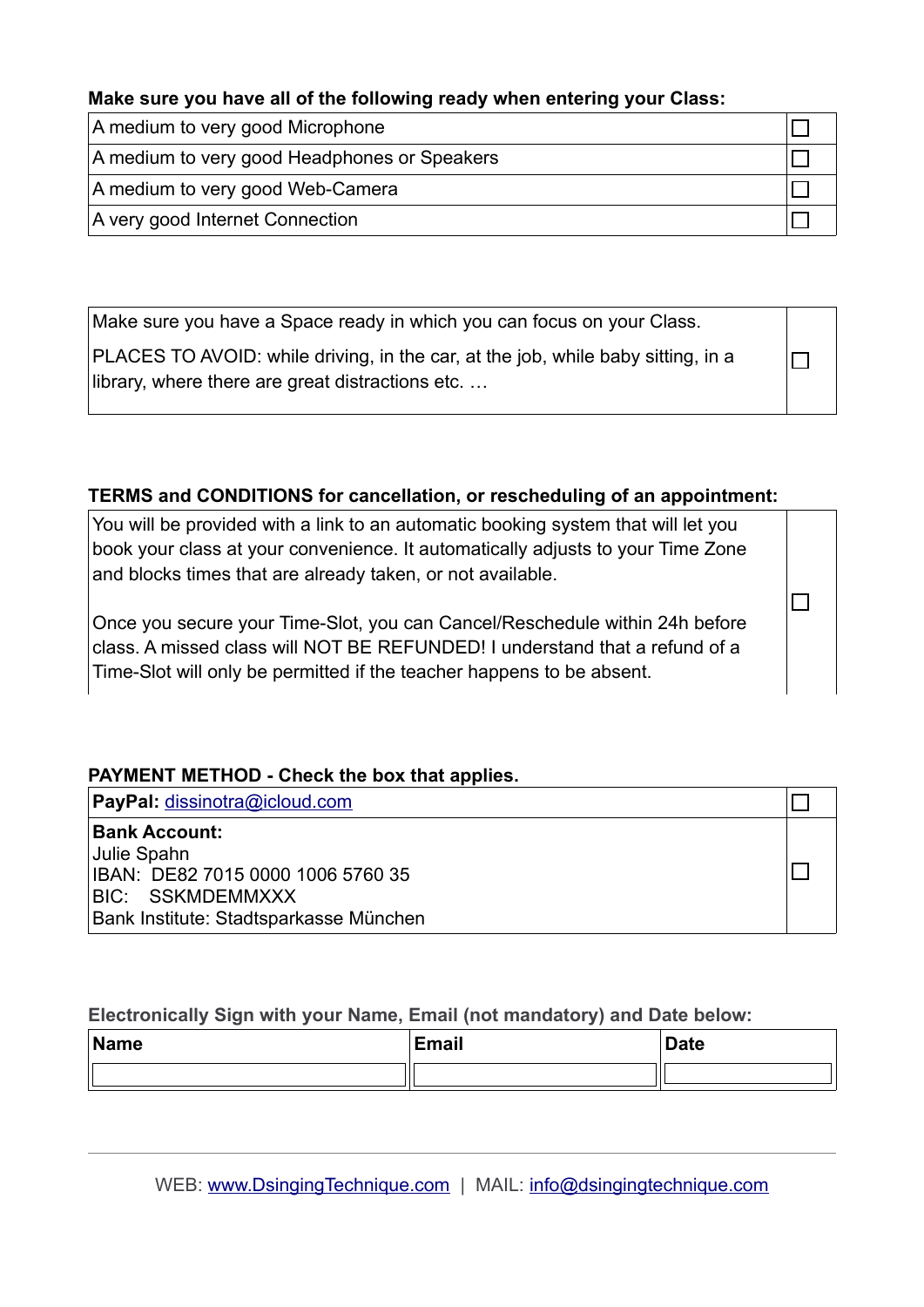**Make sure you have all of the following ready when entering your Class:**

| | |
|---|---|
| A medium to very good Microphone | ☐ |
| A medium to very good Headphones or Speakers | ☐ |
| A medium to very good Web-Camera | ☐ |
| A very good Internet Connection | ☐ |

| | |
|---|---|
| Make sure you have a Space ready in which you can focus on your Class.<br><br>PLACES TO AVOID: while driving, in the car, at the job, while baby sitting, in a library, where there are great distractions etc. … | ☐ |

**TERMS and CONDITIONS for cancellation, or rescheduling of an appointment:**

| | |
|---|---|
| You will be provided with a link to an automatic booking system that will let you book your class at your convenience. It automatically adjusts to your Time Zone and blocks times that are already taken, or not available.<br><br>Once you secure your Time-Slot, you can Cancel/Reschedule within 24h before class. A missed class will NOT BE REFUNDED! I understand that a refund of a Time-Slot will only be permitted if the teacher happens to be absent. | ☐ |

**PAYMENT METHOD - Check the box that applies.**

| | |
|---|---|
| **PayPal:** dissinotra@icloud.com | ☐ |
| **Bank Account:**<br>Julie Spahn<br>IBAN: DE82 7015 0000 1006 5760 35<br>BIC: SSKMDEMMXXX<br>Bank Institute: Stadtsparkasse München | ☐ |

**Electronically Sign with your Name, Email (not mandatory) and Date below:**

| Name | Email | Date |
|---|---|---|
| | | |

WEB: www.DsingingTechnique.com | MAIL: info@dsingingtechnique.com